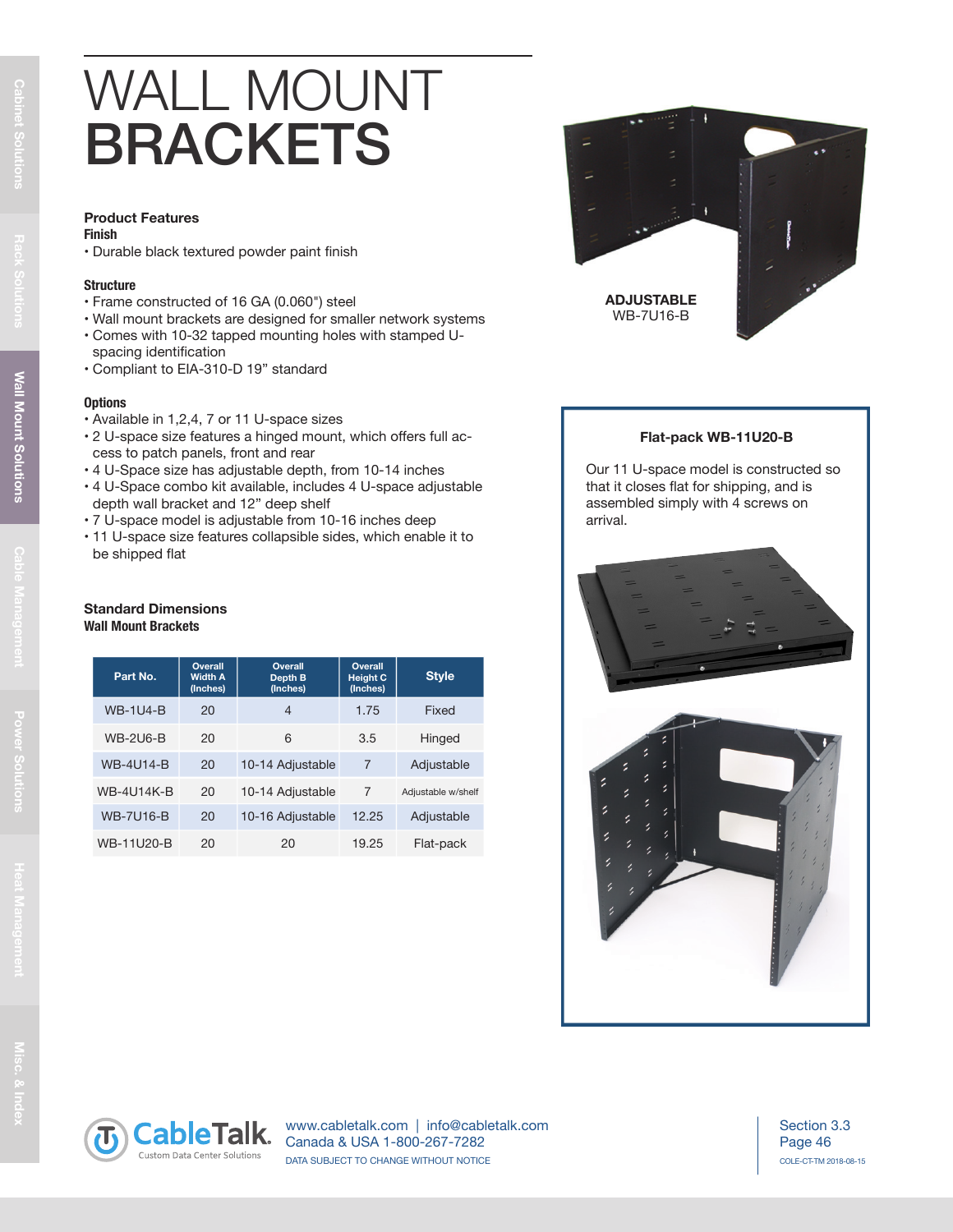# WALL MOUNT BRACKETS

## Product Features

**Finish**

- Durable black textured powder paint finish

**Structure**

- Frame constructed of 16 GA (0.060") steel
- Wall mount brackets are designed for smaller network systems
- Comes with 10-32 tapped mounting holes with stamped U-spacing identification
- Compliant to EIA-310-D 19" standard

**Options**

- Available in 1,2,4, 7 or 11 U-space sizes
- 2 U-space size features a hinged mount, which offers full access to patch panels, front and rear
- 4 U-Space size has adjustable depth, from 10-14 inches
- 4 U-Space combo kit available, includes 4 U-space adjustable depth wall bracket and 12" deep shelf
- 7 U-space model is adjustable from 10-16 inches deep
- 11 U-space size features collapsible sides, which enable it to be shipped flat

**ADJUSTABLE**
WB-7U16-B

## Standard Dimensions

**Wall Mount Brackets**

| Part No. | Overall Width A (Inches) | Overall Depth B (Inches) | Overall Height C (Inches) | Style |
|---|---|---|---|---|
| WB-1U4-B | 20 | 4 | 1.75 | Fixed |
| WB-2U6-B | 20 | 6 | 3.5 | Hinged |
| WB-4U14-B | 20 | 10-14 Adjustable | 7 | Adjustable |
| WB-4U14K-B | 20 | 10-14 Adjustable | 7 | Adjustable w/shelf |
| WB-7U16-B | 20 | 10-16 Adjustable | 12.25 | Adjustable |
| WB-11U20-B | 20 | 20 | 19.25 | Flat-pack |

**Flat-pack WB-11U20-B**

Our 11 U-space model is constructed so that it closes flat for shipping, and is assembled simply with 4 screws on arrival.

CableTalk. Custom Data Center Solutions

www.cabletalk.com | info@cabletalk.com
Canada & USA 1-800-267-7282
DATA SUBJECT TO CHANGE WITHOUT NOTICE

Section 3.3
Page 46
COLE-CT-TM 2018-08-15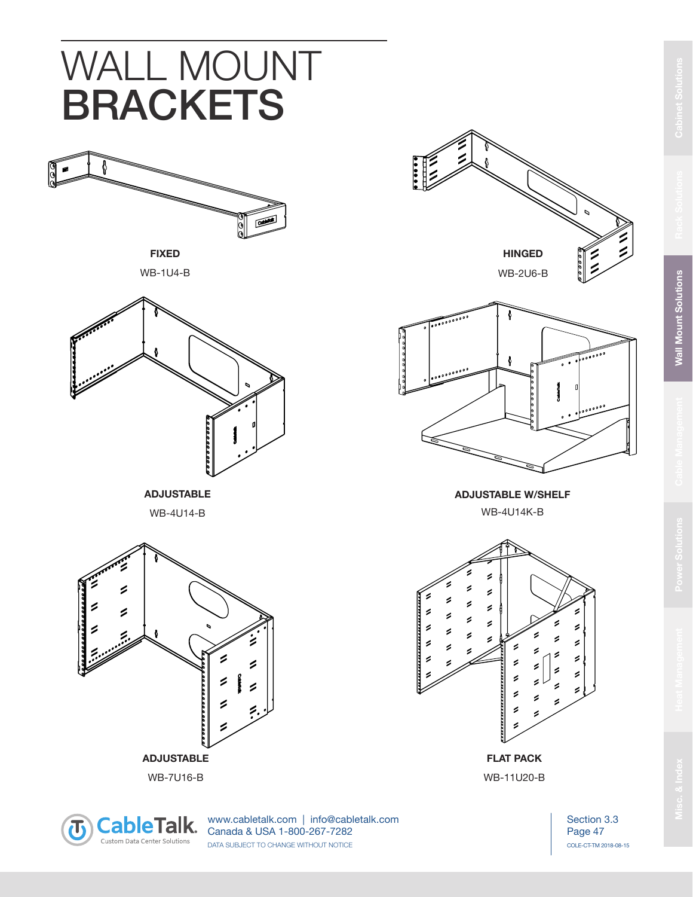# WALL MOUNT BRACKETS

**FIXED**

WB-1U4-B

**HINGED**

WB-2U6-B

**ADJUSTABLE**

WB-4U14-B

**ADJUSTABLE W/SHELF**

WB-4U14K-B

**ADJUSTABLE**

WB-7U16-B

**FLAT PACK**

WB-11U20-B

www.cabletalk.com | info@cabletalk.com
Canada & USA 1-800-267-7282
DATA SUBJECT TO CHANGE WITHOUT NOTICE